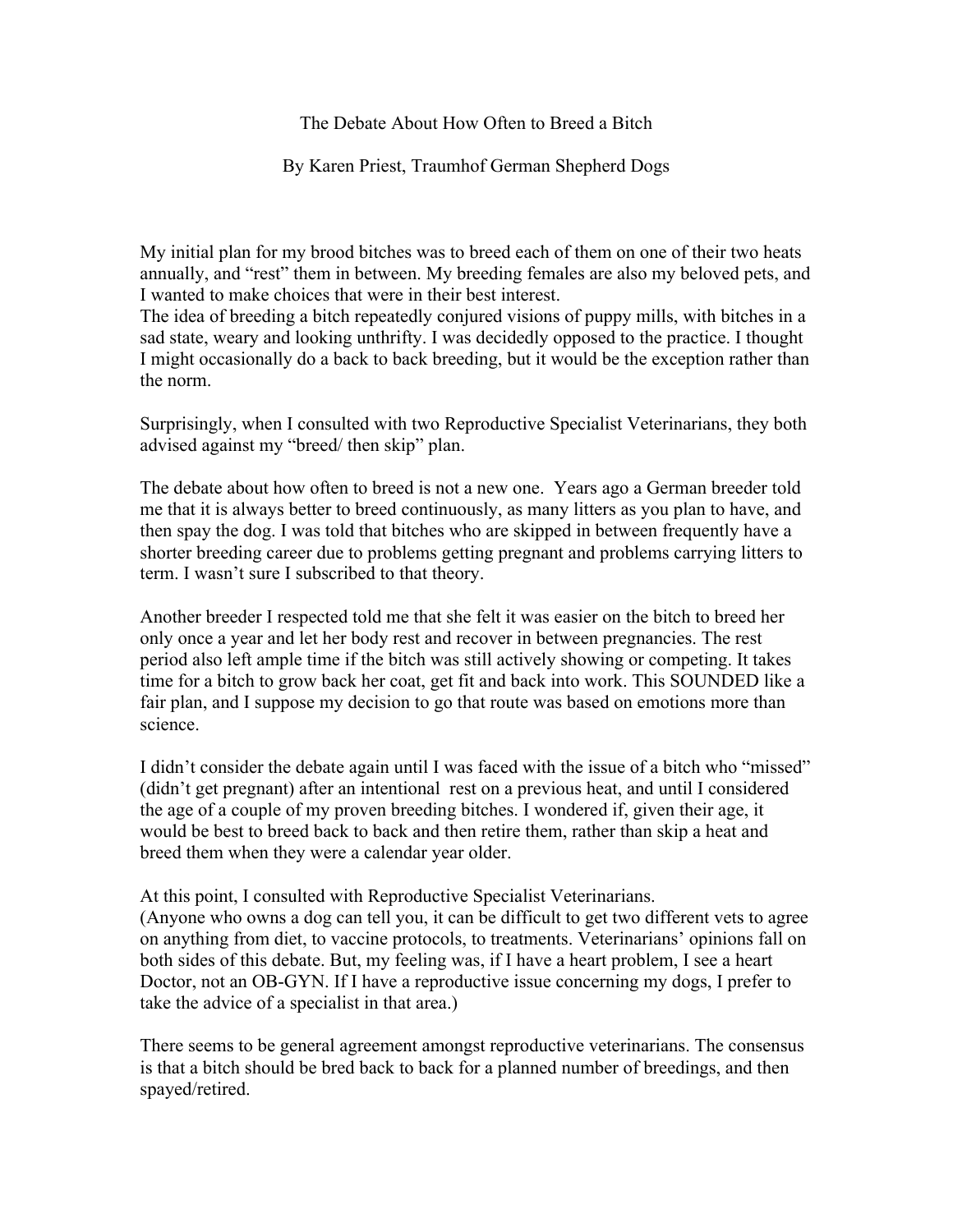# The Debate About How Often to Breed a Bitch

By Karen Priest, Traumhof German Shepherd Dogs

My initial plan for my brood bitches was to breed each of them on one of their two heats annually, and "rest" them in between. My breeding females are also my beloved pets, and I wanted to make choices that were in their best interest.
The idea of breeding a bitch repeatedly conjured visions of puppy mills, with bitches in a sad state, weary and looking unthrifty. I was decidedly opposed to the practice. I thought I might occasionally do a back to back breeding, but it would be the exception rather than the norm.

Surprisingly, when I consulted with two Reproductive Specialist Veterinarians, they both advised against my "breed/ then skip" plan.

The debate about how often to breed is not a new one. Years ago a German breeder told me that it is always better to breed continuously, as many litters as you plan to have, and then spay the dog. I was told that bitches who are skipped in between frequently have a shorter breeding career due to problems getting pregnant and problems carrying litters to term. I wasn't sure I subscribed to that theory.

Another breeder I respected told me that she felt it was easier on the bitch to breed her only once a year and let her body rest and recover in between pregnancies. The rest period also left ample time if the bitch was still actively showing or competing. It takes time for a bitch to grow back her coat, get fit and back into work. This SOUNDED like a fair plan, and I suppose my decision to go that route was based on emotions more than science.

I didn't consider the debate again until I was faced with the issue of a bitch who "missed" (didn't get pregnant) after an intentional rest on a previous heat, and until I considered the age of a couple of my proven breeding bitches. I wondered if, given their age, it would be best to breed back to back and then retire them, rather than skip a heat and breed them when they were a calendar year older.

At this point, I consulted with Reproductive Specialist Veterinarians.
(Anyone who owns a dog can tell you, it can be difficult to get two different vets to agree on anything from diet, to vaccine protocols, to treatments. Veterinarians' opinions fall on both sides of this debate. But, my feeling was, if I have a heart problem, I see a heart Doctor, not an OB-GYN. If I have a reproductive issue concerning my dogs, I prefer to take the advice of a specialist in that area.)

There seems to be general agreement amongst reproductive veterinarians. The consensus is that a bitch should be bred back to back for a planned number of breedings, and then spayed/retired.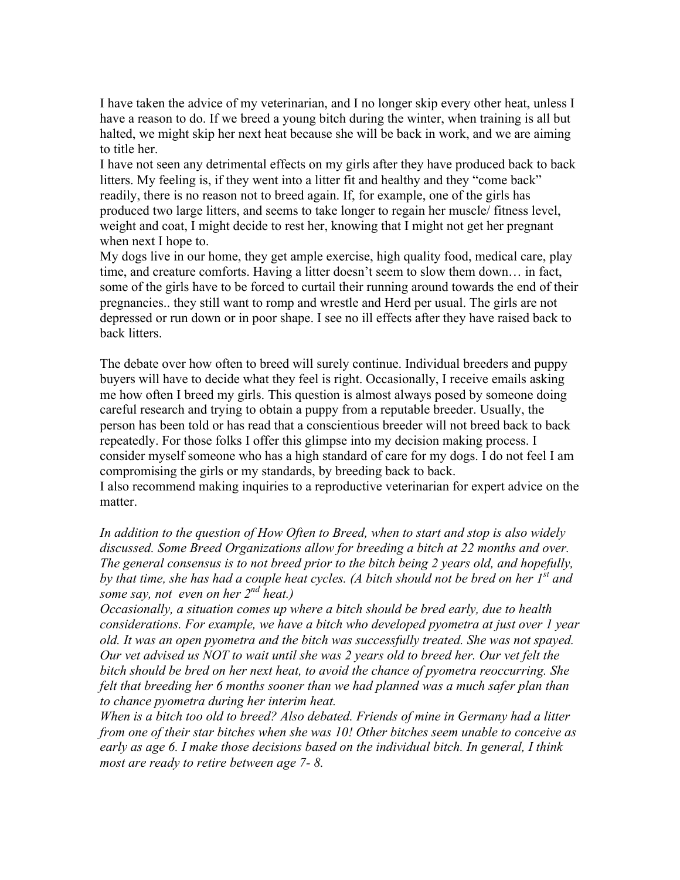I have taken the advice of my veterinarian, and I no longer skip every other heat, unless I have a reason to do. If we breed a young bitch during the winter, when training is all but halted, we might skip her next heat because she will be back in work, and we are aiming to title her.

I have not seen any detrimental effects on my girls after they have produced back to back litters. My feeling is, if they went into a litter fit and healthy and they "come back" readily, there is no reason not to breed again. If, for example, one of the girls has produced two large litters, and seems to take longer to regain her muscle/ fitness level, weight and coat, I might decide to rest her, knowing that I might not get her pregnant when next I hope to.

My dogs live in our home, they get ample exercise, high quality food, medical care, play time, and creature comforts. Having a litter doesn't seem to slow them down… in fact, some of the girls have to be forced to curtail their running around towards the end of their pregnancies.. they still want to romp and wrestle and Herd per usual. The girls are not depressed or run down or in poor shape. I see no ill effects after they have raised back to back litters.

The debate over how often to breed will surely continue. Individual breeders and puppy buyers will have to decide what they feel is right. Occasionally, I receive emails asking me how often I breed my girls. This question is almost always posed by someone doing careful research and trying to obtain a puppy from a reputable breeder. Usually, the person has been told or has read that a conscientious breeder will not breed back to back repeatedly. For those folks I offer this glimpse into my decision making process. I consider myself someone who has a high standard of care for my dogs. I do not feel I am compromising the girls or my standards, by breeding back to back.

I also recommend making inquiries to a reproductive veterinarian for expert advice on the matter.

*In addition to the question of How Often to Breed, when to start and stop is also widely discussed. Some Breed Organizations allow for breeding a bitch at 22 months and over. The general consensus is to not breed prior to the bitch being 2 years old, and hopefully, by that time, she has had a couple heat cycles. (A bitch should not be bred on her 1st and some say, not even on her 2nd heat.)*

*Occasionally, a situation comes up where a bitch should be bred early, due to health considerations. For example, we have a bitch who developed pyometra at just over 1 year old. It was an open pyometra and the bitch was successfully treated. She was not spayed. Our vet advised us NOT to wait until she was 2 years old to breed her. Our vet felt the bitch should be bred on her next heat, to avoid the chance of pyometra reoccurring. She felt that breeding her 6 months sooner than we had planned was a much safer plan than to chance pyometra during her interim heat.*

*When is a bitch too old to breed? Also debated. Friends of mine in Germany had a litter from one of their star bitches when she was 10! Other bitches seem unable to conceive as early as age 6. I make those decisions based on the individual bitch. In general, I think most are ready to retire between age 7- 8.*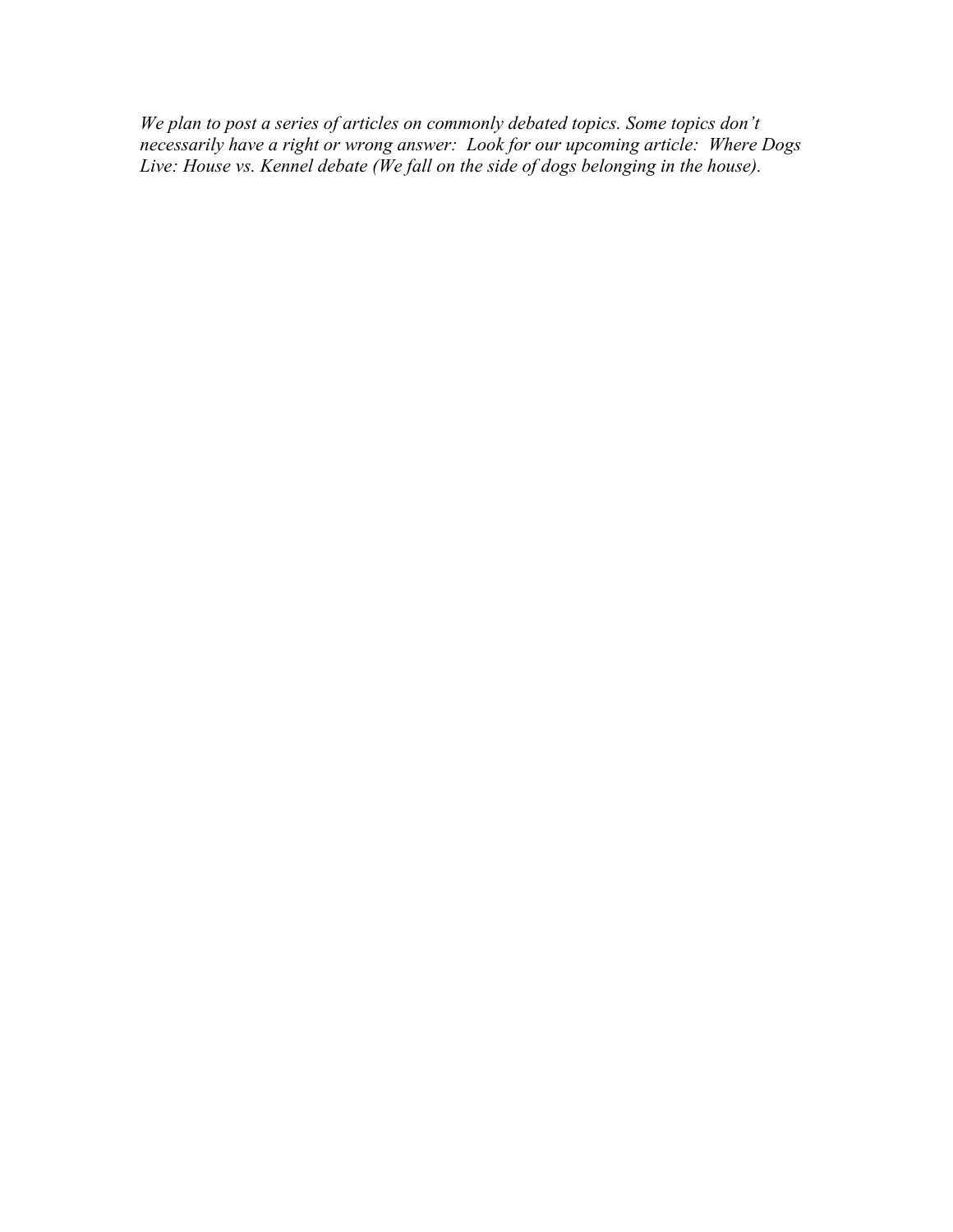*We plan to post a series of articles on commonly debated topics. Some topics don't necessarily have a right or wrong answer: Look for our upcoming article: Where Dogs Live: House vs. Kennel debate (We fall on the side of dogs belonging in the house).*